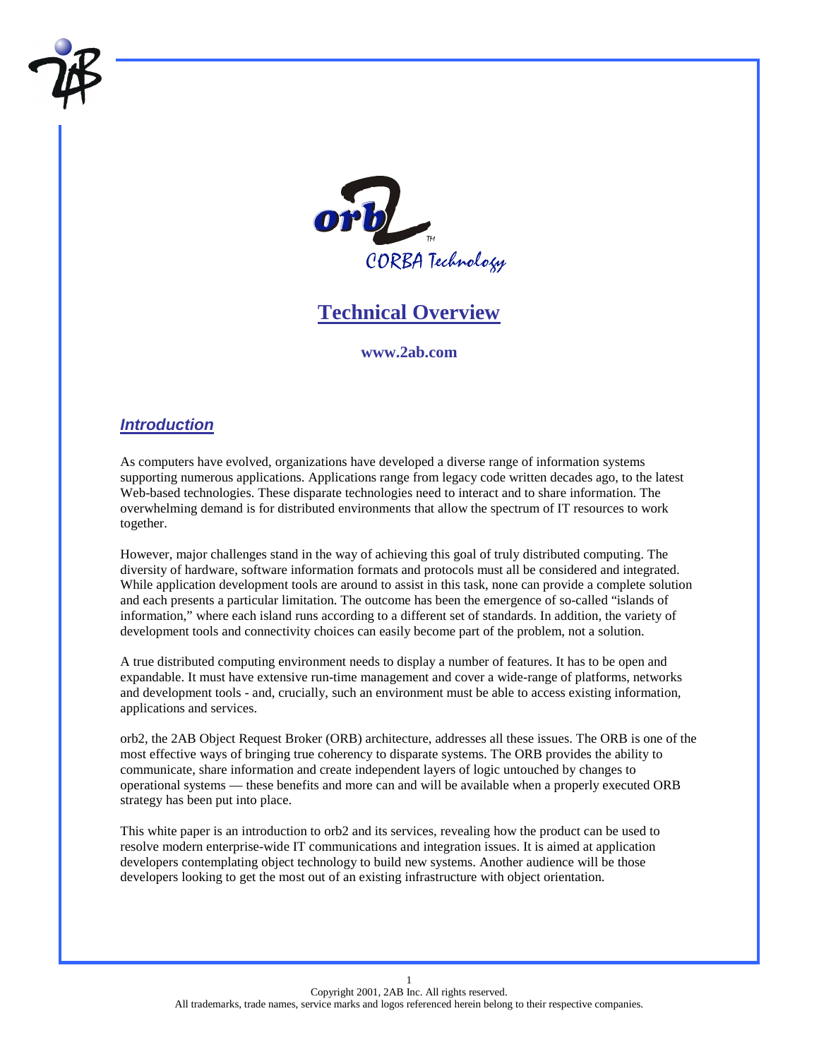# Technical Overview

**www.2ab.com**

## *Introduction*

As computers have evolved, organizations have developed a diverse range of information systems supporting numerous applications. Applications range from legacy code written decades ago, to the latest Web-based technologies. These disparate technologies need to interact and to share information. The overwhelming demand is for distributed environments that allow the spectrum of IT resources to work together.

However, major challenges stand in the way of achieving this goal of truly distributed computing. The diversity of hardware, software information formats and protocols must all be considered and integrated. While application development tools are around to assist in this task, none can provide a complete solution and each presents a particular limitation. The outcome has been the emergence of so-called "islands of information," where each island runs according to a different set of standards. In addition, the variety of development tools and connectivity choices can easily become part of the problem, not a solution.

A true distributed computing environment needs to display a number of features. It has to be open and expandable. It must have extensive run-time management and cover a wide-range of platforms, networks and development tools - and, crucially, such an environment must be able to access existing information, applications and services.

orb2, the 2AB Object Request Broker (ORB) architecture, addresses all these issues. The ORB is one of the most effective ways of bringing true coherency to disparate systems. The ORB provides the ability to communicate, share information and create independent layers of logic untouched by changes to operational systems — these benefits and more can and will be available when a properly executed ORB strategy has been put into place.

This white paper is an introduction to orb2 and its services, revealing how the product can be used to resolve modern enterprise-wide IT communications and integration issues. It is aimed at application developers contemplating object technology to build new systems. Another audience will be those developers looking to get the most out of an existing infrastructure with object orientation.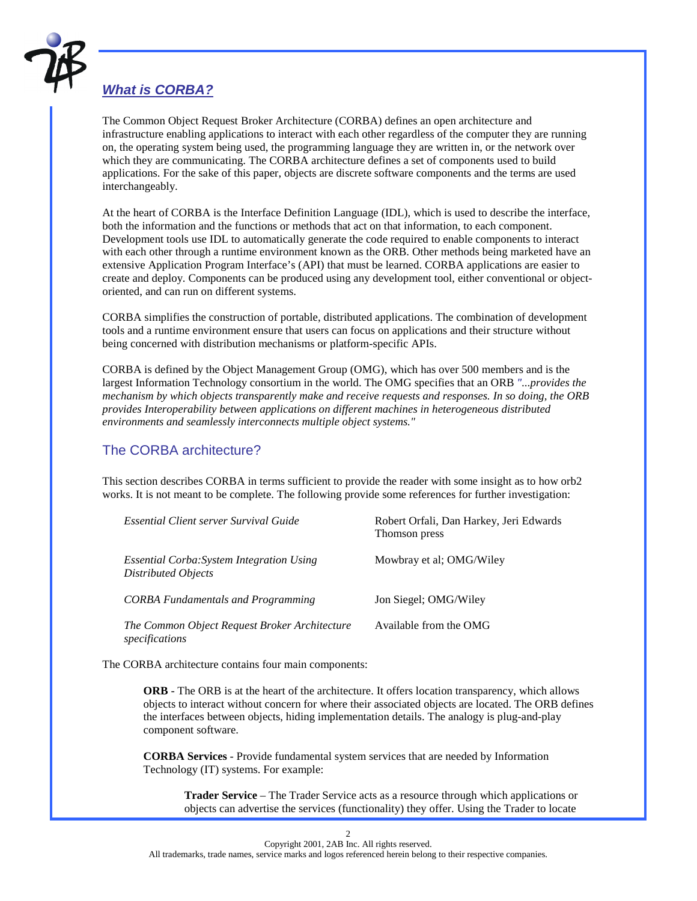## *What is CORBA?*

The Common Object Request Broker Architecture (CORBA) defines an open architecture and infrastructure enabling applications to interact with each other regardless of the computer they are running on, the operating system being used, the programming language they are written in, or the network over which they are communicating. The CORBA architecture defines a set of components used to build applications. For the sake of this paper, objects are discrete software components and the terms are used interchangeably.

At the heart of CORBA is the Interface Definition Language (IDL), which is used to describe the interface, both the information and the functions or methods that act on that information, to each component. Development tools use IDL to automatically generate the code required to enable components to interact with each other through a runtime environment known as the ORB. Other methods being marketed have an extensive Application Program Interface's (API) that must be learned. CORBA applications are easier to create and deploy. Components can be produced using any development tool, either conventional or object-oriented, and can run on different systems.

CORBA simplifies the construction of portable, distributed applications. The combination of development tools and a runtime environment ensure that users can focus on applications and their structure without being concerned with distribution mechanisms or platform-specific APIs.

CORBA is defined by the Object Management Group (OMG), which has over 500 members and is the largest Information Technology consortium in the world. The OMG specifies that an ORB *"...provides the mechanism by which objects transparently make and receive requests and responses. In so doing, the ORB provides Interoperability between applications on different machines in heterogeneous distributed environments and seamlessly interconnects multiple object systems."*

### The CORBA architecture?

This section describes CORBA in terms sufficient to provide the reader with some insight as to how orb2 works. It is not meant to be complete. The following provide some references for further investigation:

| | |
|---|---|
| *Essential Client server Survival Guide* | Robert Orfali, Dan Harkey, Jeri Edwards Thomson press |
| *Essential Corba:System Integration Using Distributed Objects* | Mowbray et al; OMG/Wiley |
| *CORBA Fundamentals and Programming* | Jon Siegel; OMG/Wiley |
| *The Common Object Request Broker Architecture specifications* | Available from the OMG |

The CORBA architecture contains four main components:

> **ORB** - The ORB is at the heart of the architecture. It offers location transparency, which allows objects to interact without concern for where their associated objects are located. The ORB defines the interfaces between objects, hiding implementation details. The analogy is plug-and-play component software.
>
> **CORBA Services** - Provide fundamental system services that are needed by Information Technology (IT) systems. For example:
>
> > **Trader Service** – The Trader Service acts as a resource through which applications or objects can advertise the services (functionality) they offer. Using the Trader to locate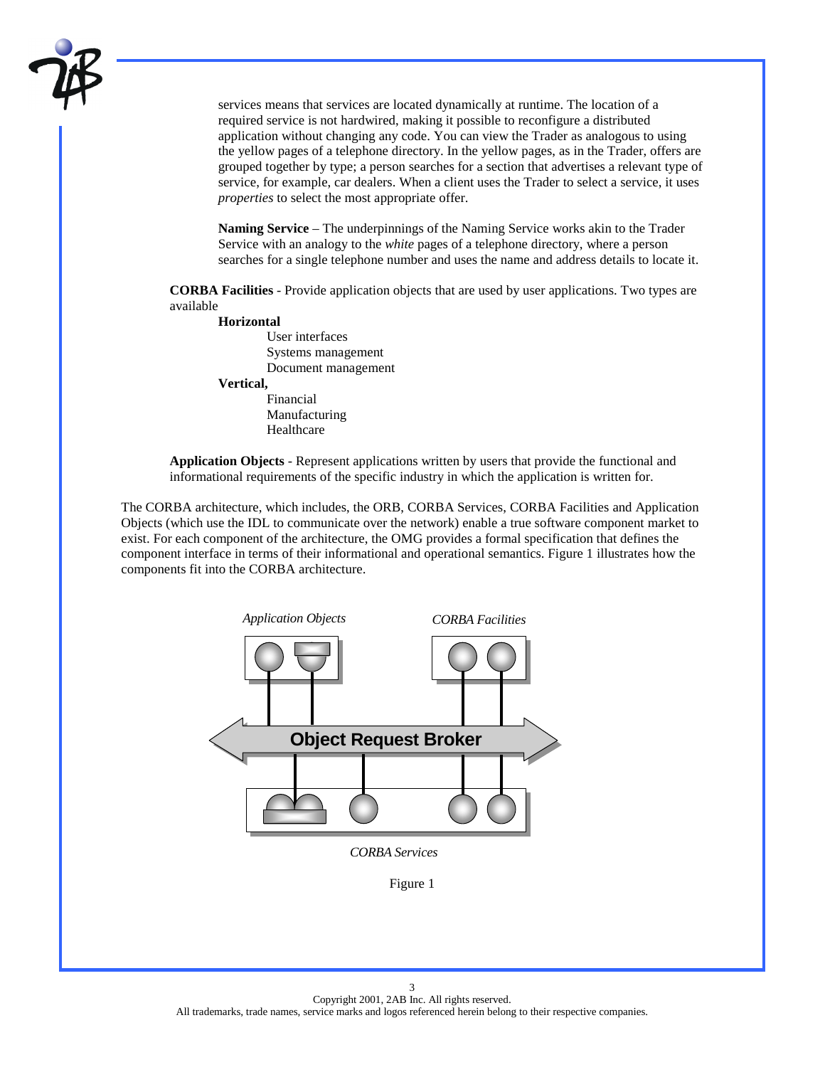services means that services are located dynamically at runtime. The location of a required service is not hardwired, making it possible to reconfigure a distributed application without changing any code. You can view the Trader as analogous to using the yellow pages of a telephone directory. In the yellow pages, as in the Trader, offers are grouped together by type; a person searches for a section that advertises a relevant type of service, for example, car dealers. When a client uses the Trader to select a service, it uses *properties* to select the most appropriate offer.

**Naming Service** – The underpinnings of the Naming Service works akin to the Trader Service with an analogy to the *white* pages of a telephone directory, where a person searches for a single telephone number and uses the name and address details to locate it.

**CORBA Facilities** - Provide application objects that are used by user applications. Two types are available

**Horizontal**
- User interfaces
- Systems management
- Document management

**Vertical,**
- Financial
- Manufacturing
- Healthcare

**Application Objects** - Represent applications written by users that provide the functional and informational requirements of the specific industry in which the application is written for.

The CORBA architecture, which includes, the ORB, CORBA Services, CORBA Facilities and Application Objects (which use the IDL to communicate over the network) enable a true software component market to exist. For each component of the architecture, the OMG provides a formal specification that defines the component interface in terms of their informational and operational semantics. Figure 1 illustrates how the components fit into the CORBA architecture.

*Application Objects* *CORBA Facilities*

**Object Request Broker**

*CORBA Services*

Figure 1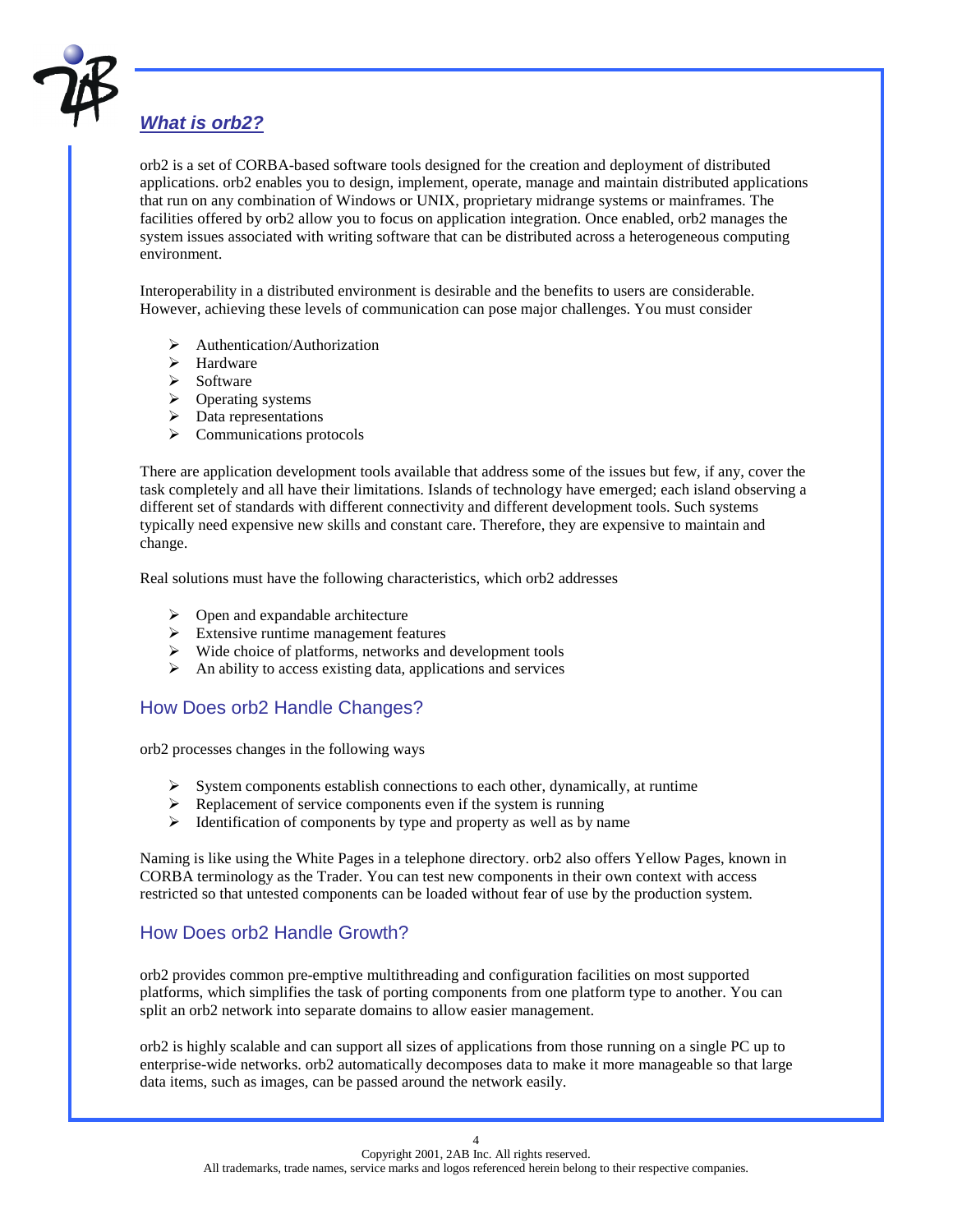## *What is orb2?*

orb2 is a set of CORBA-based software tools designed for the creation and deployment of distributed applications. orb2 enables you to design, implement, operate, manage and maintain distributed applications that run on any combination of Windows or UNIX, proprietary midrange systems or mainframes. The facilities offered by orb2 allow you to focus on application integration. Once enabled, orb2 manages the system issues associated with writing software that can be distributed across a heterogeneous computing environment.

Interoperability in a distributed environment is desirable and the benefits to users are considerable. However, achieving these levels of communication can pose major challenges. You must consider

- Authentication/Authorization
- Hardware
- Software
- Operating systems
- Data representations
- Communications protocols

There are application development tools available that address some of the issues but few, if any, cover the task completely and all have their limitations. Islands of technology have emerged; each island observing a different set of standards with different connectivity and different development tools. Such systems typically need expensive new skills and constant care. Therefore, they are expensive to maintain and change.

Real solutions must have the following characteristics, which orb2 addresses

- Open and expandable architecture
- Extensive runtime management features
- Wide choice of platforms, networks and development tools
- An ability to access existing data, applications and services

### How Does orb2 Handle Changes?

orb2 processes changes in the following ways

- System components establish connections to each other, dynamically, at runtime
- Replacement of service components even if the system is running
- Identification of components by type and property as well as by name

Naming is like using the White Pages in a telephone directory. orb2 also offers Yellow Pages, known in CORBA terminology as the Trader. You can test new components in their own context with access restricted so that untested components can be loaded without fear of use by the production system.

### How Does orb2 Handle Growth?

orb2 provides common pre-emptive multithreading and configuration facilities on most supported platforms, which simplifies the task of porting components from one platform type to another. You can split an orb2 network into separate domains to allow easier management.

orb2 is highly scalable and can support all sizes of applications from those running on a single PC up to enterprise-wide networks. orb2 automatically decomposes data to make it more manageable so that large data items, such as images, can be passed around the network easily.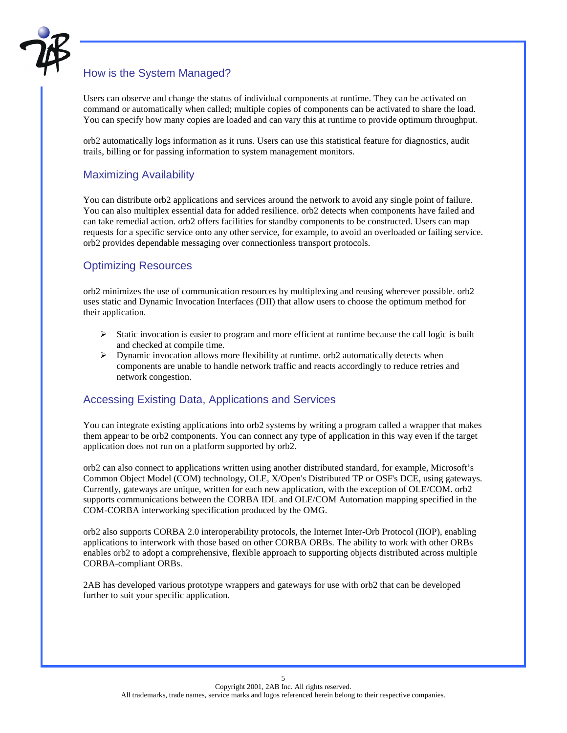## How is the System Managed?

Users can observe and change the status of individual components at runtime. They can be activated on command or automatically when called; multiple copies of components can be activated to share the load. You can specify how many copies are loaded and can vary this at runtime to provide optimum throughput.

orb2 automatically logs information as it runs. Users can use this statistical feature for diagnostics, audit trails, billing or for passing information to system management monitors.

## Maximizing Availability

You can distribute orb2 applications and services around the network to avoid any single point of failure. You can also multiplex essential data for added resilience. orb2 detects when components have failed and can take remedial action. orb2 offers facilities for standby components to be constructed. Users can map requests for a specific service onto any other service, for example, to avoid an overloaded or failing service. orb2 provides dependable messaging over connectionless transport protocols.

## Optimizing Resources

orb2 minimizes the use of communication resources by multiplexing and reusing wherever possible. orb2 uses static and Dynamic Invocation Interfaces (DII) that allow users to choose the optimum method for their application.

- Static invocation is easier to program and more efficient at runtime because the call logic is built and checked at compile time.
- Dynamic invocation allows more flexibility at runtime. orb2 automatically detects when components are unable to handle network traffic and reacts accordingly to reduce retries and network congestion.

## Accessing Existing Data, Applications and Services

You can integrate existing applications into orb2 systems by writing a program called a wrapper that makes them appear to be orb2 components. You can connect any type of application in this way even if the target application does not run on a platform supported by orb2.

orb2 can also connect to applications written using another distributed standard, for example, Microsoft's Common Object Model (COM) technology, OLE, X/Open's Distributed TP or OSF's DCE, using gateways. Currently, gateways are unique, written for each new application, with the exception of OLE/COM. orb2 supports communications between the CORBA IDL and OLE/COM Automation mapping specified in the COM-CORBA interworking specification produced by the OMG.

orb2 also supports CORBA 2.0 interoperability protocols, the Internet Inter-Orb Protocol (IIOP), enabling applications to interwork with those based on other CORBA ORBs. The ability to work with other ORBs enables orb2 to adopt a comprehensive, flexible approach to supporting objects distributed across multiple CORBA-compliant ORBs.

2AB has developed various prototype wrappers and gateways for use with orb2 that can be developed further to suit your specific application.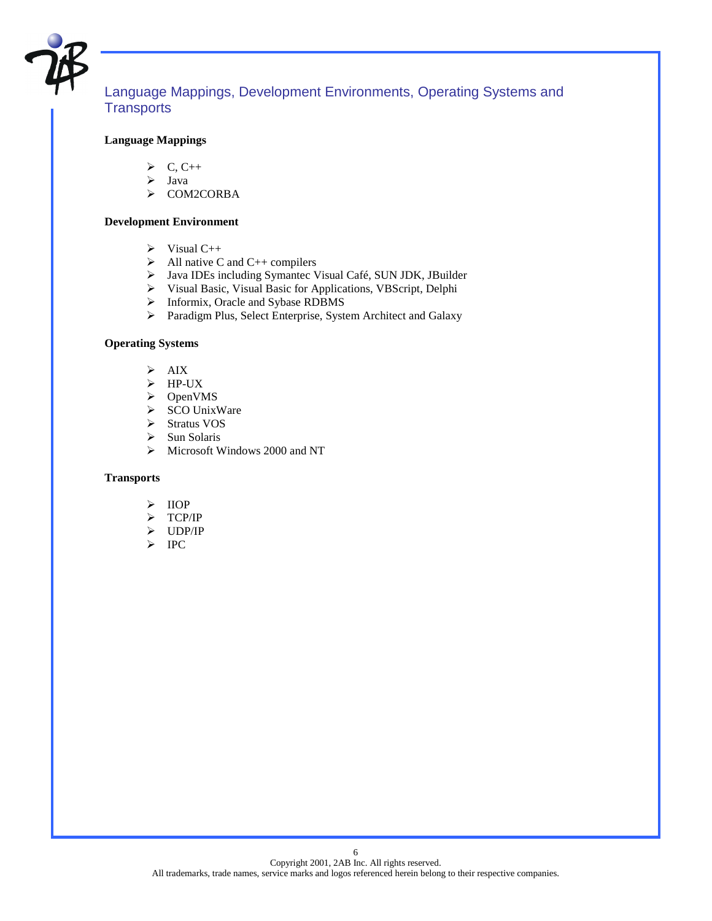## Language Mappings, Development Environments, Operating Systems and Transports

**Language Mappings**

- C, C++
- Java
- COM2CORBA

**Development Environment**

- Visual C++
- All native C and C++ compilers
- Java IDEs including Symantec Visual Café, SUN JDK, JBuilder
- Visual Basic, Visual Basic for Applications, VBScript, Delphi
- Informix, Oracle and Sybase RDBMS
- Paradigm Plus, Select Enterprise, System Architect and Galaxy

**Operating Systems**

- AIX
- HP-UX
- OpenVMS
- SCO UnixWare
- Stratus VOS
- Sun Solaris
- Microsoft Windows 2000 and NT

**Transports**

- IIOP
- TCP/IP
- UDP/IP
- IPC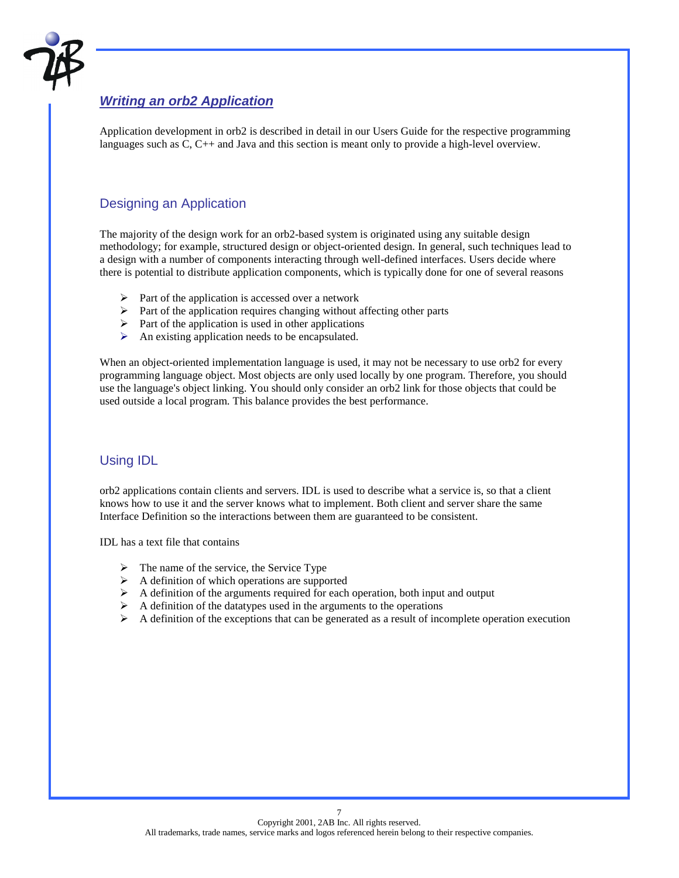# *Writing an orb2 Application*

Application development in orb2 is described in detail in our Users Guide for the respective programming languages such as C, C++ and Java and this section is meant only to provide a high-level overview.

## Designing an Application

The majority of the design work for an orb2-based system is originated using any suitable design methodology; for example, structured design or object-oriented design. In general, such techniques lead to a design with a number of components interacting through well-defined interfaces. Users decide where there is potential to distribute application components, which is typically done for one of several reasons

- Part of the application is accessed over a network
- Part of the application requires changing without affecting other parts
- Part of the application is used in other applications
- An existing application needs to be encapsulated.

When an object-oriented implementation language is used, it may not be necessary to use orb2 for every programming language object. Most objects are only used locally by one program. Therefore, you should use the language's object linking. You should only consider an orb2 link for those objects that could be used outside a local program. This balance provides the best performance.

## Using IDL

orb2 applications contain clients and servers. IDL is used to describe what a service is, so that a client knows how to use it and the server knows what to implement. Both client and server share the same Interface Definition so the interactions between them are guaranteed to be consistent.

IDL has a text file that contains

- The name of the service, the Service Type
- A definition of which operations are supported
- A definition of the arguments required for each operation, both input and output
- A definition of the datatypes used in the arguments to the operations
- A definition of the exceptions that can be generated as a result of incomplete operation execution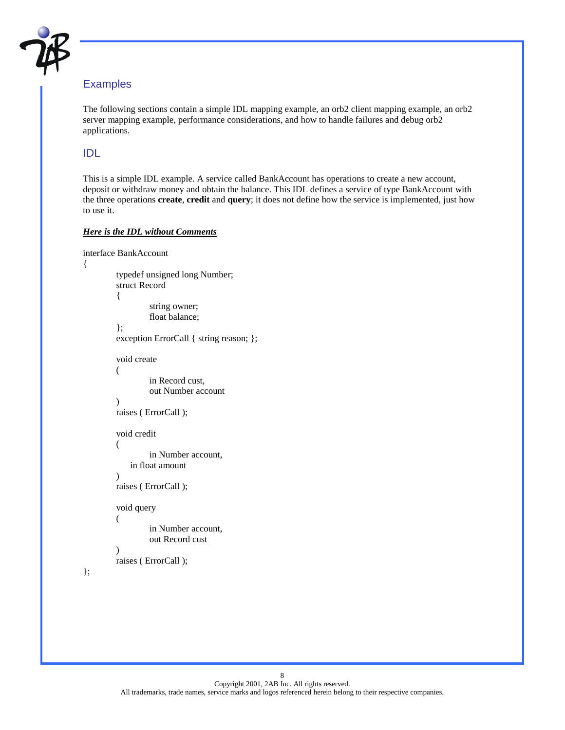## Examples

The following sections contain a simple IDL mapping example, an orb2 client mapping example, an orb2 server mapping example, performance considerations, and how to handle failures and debug orb2 applications.

## IDL

This is a simple IDL example. A service called BankAccount has operations to create a new account, deposit or withdraw money and obtain the balance. This IDL defines a service of type BankAccount with the three operations **create**, **credit** and **query**; it does not define how the service is implemented, just how to use it.

***Here is the IDL without Comments***

```
interface BankAccount
{
        typedef unsigned long Number;
        struct Record
        {
                string owner;
                float balance;
        };
        exception ErrorCall { string reason; };

        void create
        (
                in Record cust,
                out Number account
        )
        raises ( ErrorCall );

        void credit
        (
                in Number account,
            in float amount
        )
        raises ( ErrorCall );

        void query
        (
                in Number account,
                out Record cust
        )
        raises ( ErrorCall );
};
```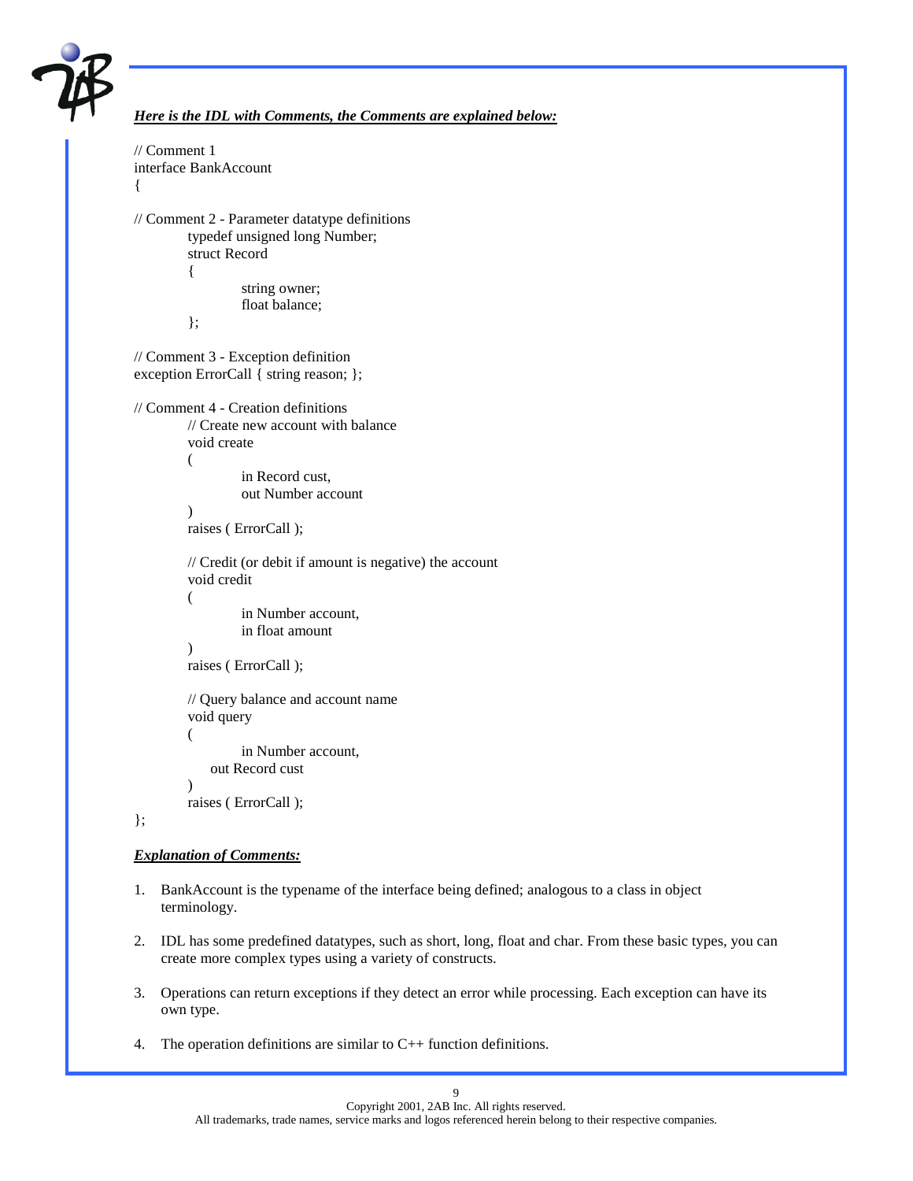***Here is the IDL with Comments, the Comments are explained below:***

```
// Comment 1
interface BankAccount
{

// Comment 2 - Parameter datatype definitions
        typedef unsigned long Number;
        struct Record
        {
                string owner;
                float balance;
        };

// Comment 3 - Exception definition
exception ErrorCall { string reason; };

// Comment 4 - Creation definitions
        // Create new account with balance
        void create
        (
                in Record cust,
                out Number account
        )
        raises ( ErrorCall );

        // Credit (or debit if amount is negative) the account
        void credit
        (
                in Number account,
                in float amount
        )
        raises ( ErrorCall );

        // Query balance and account name
        void query
        (
                in Number account,
            out Record cust
        )
        raises ( ErrorCall );
};
```

***Explanation of Comments:***

1. BankAccount is the typename of the interface being defined; analogous to a class in object terminology.

2. IDL has some predefined datatypes, such as short, long, float and char. From these basic types, you can create more complex types using a variety of constructs.

3. Operations can return exceptions if they detect an error while processing. Each exception can have its own type.

4. The operation definitions are similar to C++ function definitions.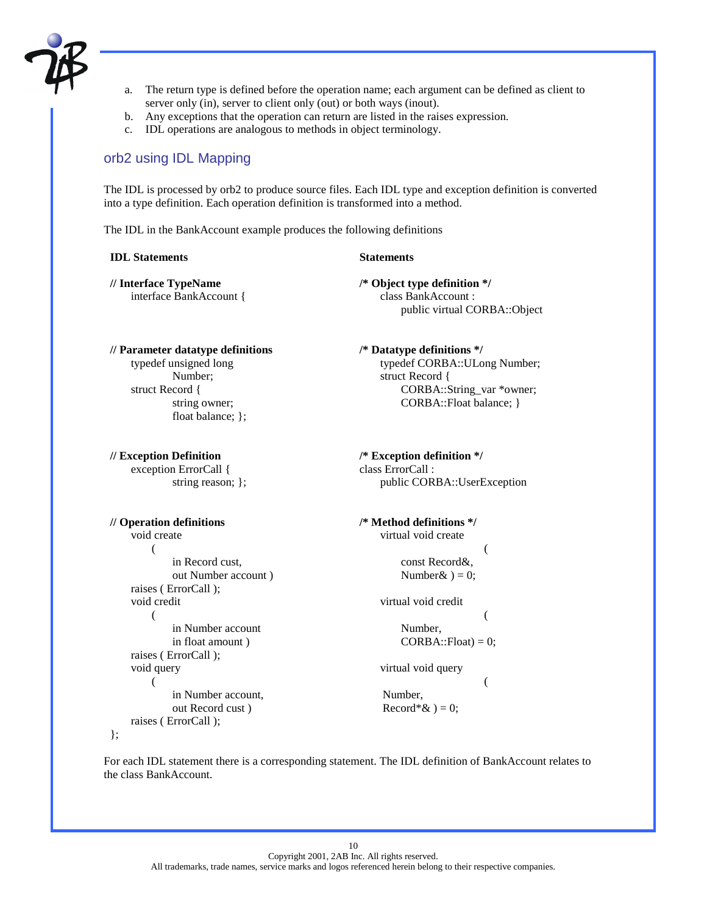a. The return type is defined before the operation name; each argument can be defined as client to server only (in), server to client only (out) or both ways (inout).
b. Any exceptions that the operation can return are listed in the raises expression.
c. IDL operations are analogous to methods in object terminology.

## orb2 using IDL Mapping

The IDL is processed by orb2 to produce source files. Each IDL type and exception definition is converted into a type definition. Each operation definition is transformed into a method.

The IDL in the BankAccount example produces the following definitions

| IDL Statements | Statements |
|---|---|
| **// Interface TypeName**<br>interface BankAccount { | **/* Object type definition */**<br>class BankAccount :<br>public virtual CORBA::Object |
| **// Parameter datatype definitions**<br>typedef unsigned long<br>Number;<br>struct Record {<br>string owner;<br>float balance; }; | **/* Datatype definitions */**<br>typedef CORBA::ULong Number;<br>struct Record {<br>CORBA::String_var *owner;<br>CORBA::Float balance; } |
| **// Exception Definition**<br>exception ErrorCall {<br>string reason; }; | **/* Exception definition */**<br>class ErrorCall :<br>public CORBA::UserException |
| **// Operation definitions**<br>void create<br>(<br>in Record cust,<br>out Number account )<br>raises ( ErrorCall );<br>void credit<br>(<br>in Number account<br>in float amount )<br>raises ( ErrorCall );<br>void query<br>(<br>in Number account,<br>out Record cust )<br>raises ( ErrorCall );<br>}; | **/* Method definitions */**<br>virtual void create<br>(<br>const Record&,<br>Number& ) = 0;<br><br>virtual void credit<br>(<br>Number,<br>CORBA::Float) = 0;<br><br>virtual void query<br>(<br>Number,<br>Record*& ) = 0; |

For each IDL statement there is a corresponding statement. The IDL definition of BankAccount relates to the class BankAccount.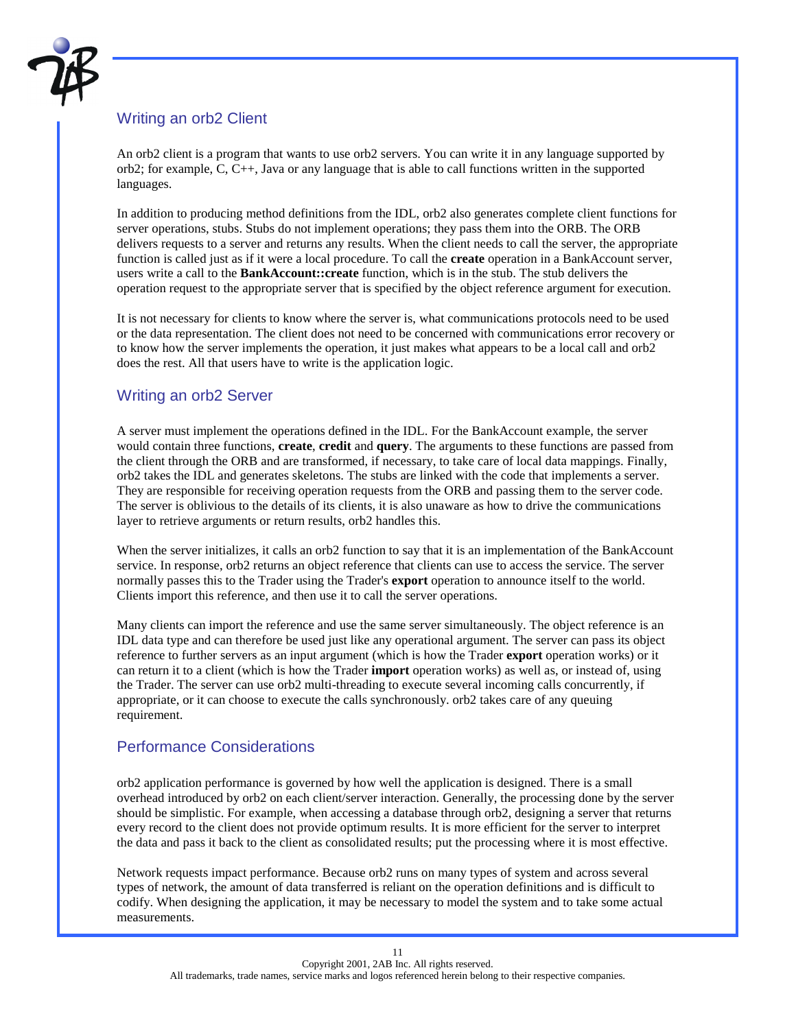## Writing an orb2 Client

An orb2 client is a program that wants to use orb2 servers. You can write it in any language supported by orb2; for example, C, C++, Java or any language that is able to call functions written in the supported languages.

In addition to producing method definitions from the IDL, orb2 also generates complete client functions for server operations, stubs. Stubs do not implement operations; they pass them into the ORB. The ORB delivers requests to a server and returns any results. When the client needs to call the server, the appropriate function is called just as if it were a local procedure. To call the **create** operation in a BankAccount server, users write a call to the **BankAccount::create** function, which is in the stub. The stub delivers the operation request to the appropriate server that is specified by the object reference argument for execution.

It is not necessary for clients to know where the server is, what communications protocols need to be used or the data representation. The client does not need to be concerned with communications error recovery or to know how the server implements the operation, it just makes what appears to be a local call and orb2 does the rest. All that users have to write is the application logic.

## Writing an orb2 Server

A server must implement the operations defined in the IDL. For the BankAccount example, the server would contain three functions, **create**, **credit** and **query**. The arguments to these functions are passed from the client through the ORB and are transformed, if necessary, to take care of local data mappings. Finally, orb2 takes the IDL and generates skeletons. The stubs are linked with the code that implements a server. They are responsible for receiving operation requests from the ORB and passing them to the server code. The server is oblivious to the details of its clients, it is also unaware as how to drive the communications layer to retrieve arguments or return results, orb2 handles this.

When the server initializes, it calls an orb2 function to say that it is an implementation of the BankAccount service. In response, orb2 returns an object reference that clients can use to access the service. The server normally passes this to the Trader using the Trader's **export** operation to announce itself to the world. Clients import this reference, and then use it to call the server operations.

Many clients can import the reference and use the same server simultaneously. The object reference is an IDL data type and can therefore be used just like any operational argument. The server can pass its object reference to further servers as an input argument (which is how the Trader **export** operation works) or it can return it to a client (which is how the Trader **import** operation works) as well as, or instead of, using the Trader. The server can use orb2 multi-threading to execute several incoming calls concurrently, if appropriate, or it can choose to execute the calls synchronously. orb2 takes care of any queuing requirement.

## Performance Considerations

orb2 application performance is governed by how well the application is designed. There is a small overhead introduced by orb2 on each client/server interaction. Generally, the processing done by the server should be simplistic. For example, when accessing a database through orb2, designing a server that returns every record to the client does not provide optimum results. It is more efficient for the server to interpret the data and pass it back to the client as consolidated results; put the processing where it is most effective.

Network requests impact performance. Because orb2 runs on many types of system and across several types of network, the amount of data transferred is reliant on the operation definitions and is difficult to codify. When designing the application, it may be necessary to model the system and to take some actual measurements.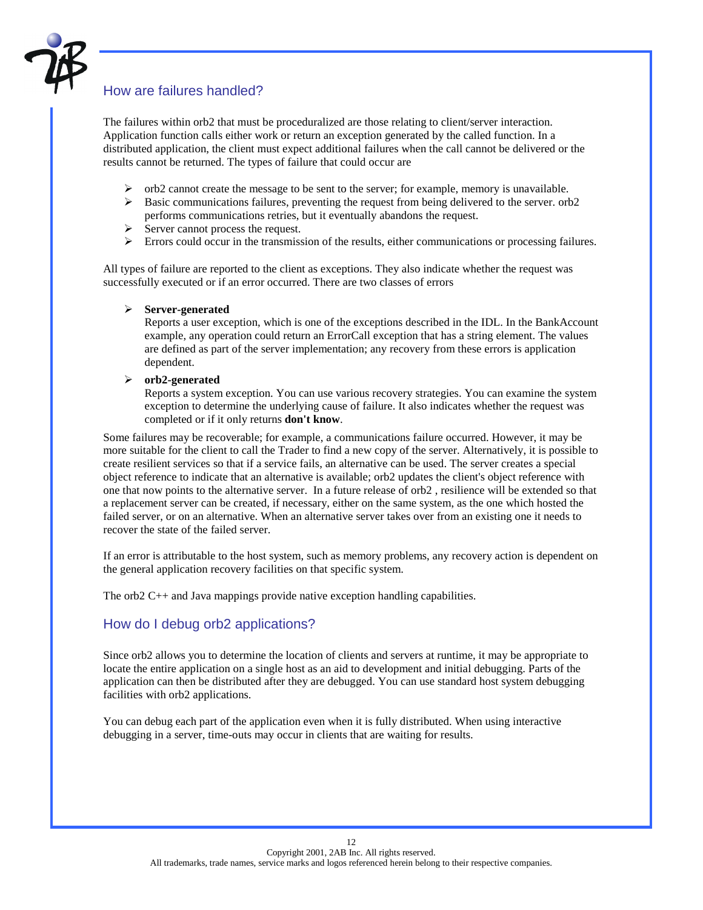## How are failures handled?

The failures within orb2 that must be proceduralized are those relating to client/server interaction. Application function calls either work or return an exception generated by the called function. In a distributed application, the client must expect additional failures when the call cannot be delivered or the results cannot be returned. The types of failure that could occur are

- orb2 cannot create the message to be sent to the server; for example, memory is unavailable.
- Basic communications failures, preventing the request from being delivered to the server. orb2 performs communications retries, but it eventually abandons the request.
- Server cannot process the request.
- Errors could occur in the transmission of the results, either communications or processing failures.

All types of failure are reported to the client as exceptions. They also indicate whether the request was successfully executed or if an error occurred. There are two classes of errors

- **Server-generated**
  Reports a user exception, which is one of the exceptions described in the IDL. In the BankAccount example, any operation could return an ErrorCall exception that has a string element. The values are defined as part of the server implementation; any recovery from these errors is application dependent.
- **orb2-generated**
  Reports a system exception. You can use various recovery strategies. You can examine the system exception to determine the underlying cause of failure. It also indicates whether the request was completed or if it only returns **don't know**.

Some failures may be recoverable; for example, a communications failure occurred. However, it may be more suitable for the client to call the Trader to find a new copy of the server. Alternatively, it is possible to create resilient services so that if a service fails, an alternative can be used. The server creates a special object reference to indicate that an alternative is available; orb2 updates the client's object reference with one that now points to the alternative server. In a future release of orb2 , resilience will be extended so that a replacement server can be created, if necessary, either on the same system, as the one which hosted the failed server, or on an alternative. When an alternative server takes over from an existing one it needs to recover the state of the failed server.

If an error is attributable to the host system, such as memory problems, any recovery action is dependent on the general application recovery facilities on that specific system.

The orb2 C++ and Java mappings provide native exception handling capabilities.

## How do I debug orb2 applications?

Since orb2 allows you to determine the location of clients and servers at runtime, it may be appropriate to locate the entire application on a single host as an aid to development and initial debugging. Parts of the application can then be distributed after they are debugged. You can use standard host system debugging facilities with orb2 applications.

You can debug each part of the application even when it is fully distributed. When using interactive debugging in a server, time-outs may occur in clients that are waiting for results.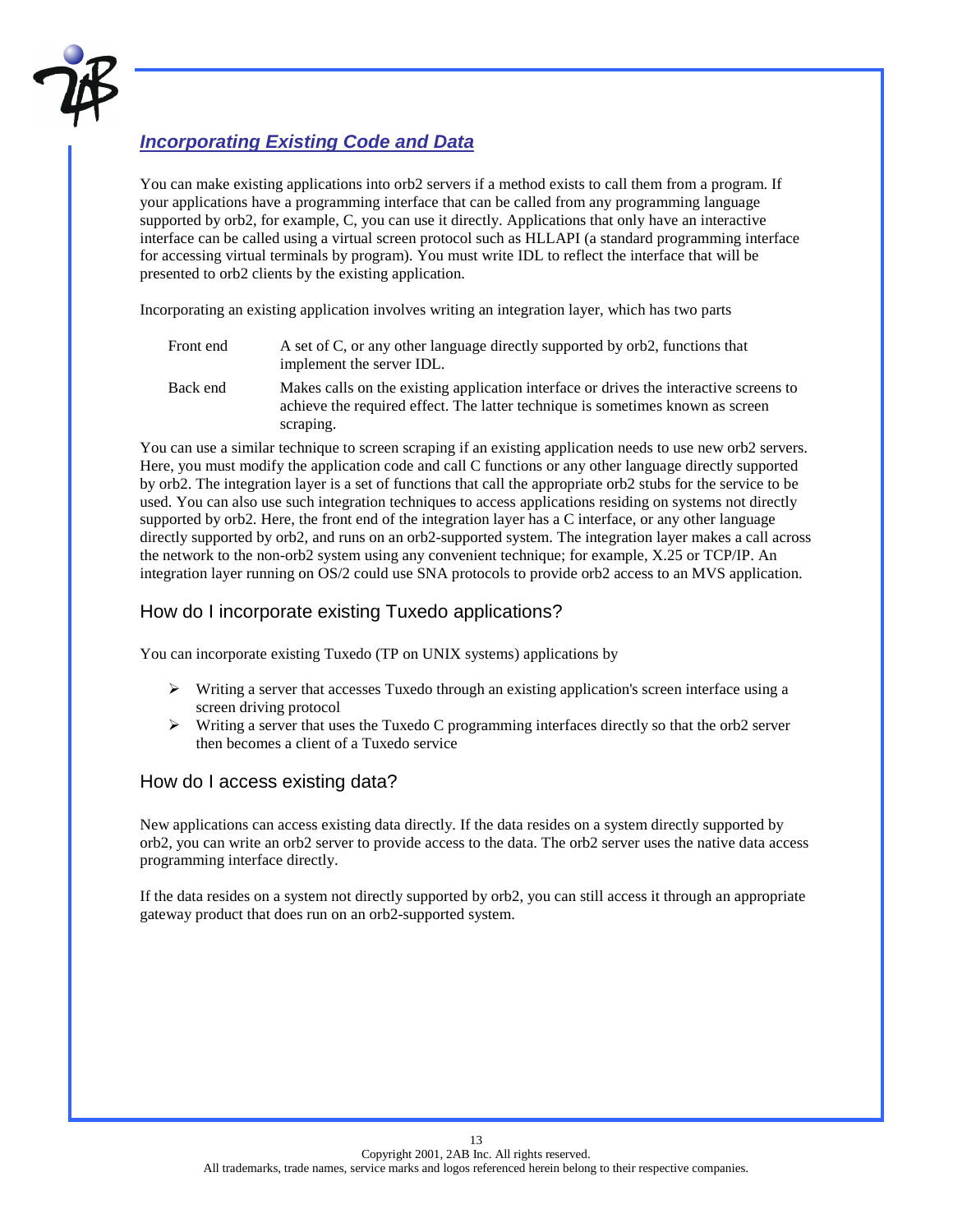## *Incorporating Existing Code and Data*

You can make existing applications into orb2 servers if a method exists to call them from a program. If your applications have a programming interface that can be called from any programming language supported by orb2, for example, C, you can use it directly. Applications that only have an interactive interface can be called using a virtual screen protocol such as HLLAPI (a standard programming interface for accessing virtual terminals by program). You must write IDL to reflect the interface that will be presented to orb2 clients by the existing application.

Incorporating an existing application involves writing an integration layer, which has two parts

| | |
|---|---|
| Front end | A set of C, or any other language directly supported by orb2, functions that implement the server IDL. |
| Back end | Makes calls on the existing application interface or drives the interactive screens to achieve the required effect. The latter technique is sometimes known as screen scraping. |

You can use a similar technique to screen scraping if an existing application needs to use new orb2 servers. Here, you must modify the application code and call C functions or any other language directly supported by orb2. The integration layer is a set of functions that call the appropriate orb2 stubs for the service to be used. You can also use such integration techniques to access applications residing on systems not directly supported by orb2. Here, the front end of the integration layer has a C interface, or any other language directly supported by orb2, and runs on an orb2-supported system. The integration layer makes a call across the network to the non-orb2 system using any convenient technique; for example, X.25 or TCP/IP. An integration layer running on OS/2 could use SNA protocols to provide orb2 access to an MVS application.

### How do I incorporate existing Tuxedo applications?

You can incorporate existing Tuxedo (TP on UNIX systems) applications by

- Writing a server that accesses Tuxedo through an existing application's screen interface using a screen driving protocol
- Writing a server that uses the Tuxedo C programming interfaces directly so that the orb2 server then becomes a client of a Tuxedo service

### How do I access existing data?

New applications can access existing data directly. If the data resides on a system directly supported by orb2, you can write an orb2 server to provide access to the data. The orb2 server uses the native data access programming interface directly.

If the data resides on a system not directly supported by orb2, you can still access it through an appropriate gateway product that does run on an orb2-supported system.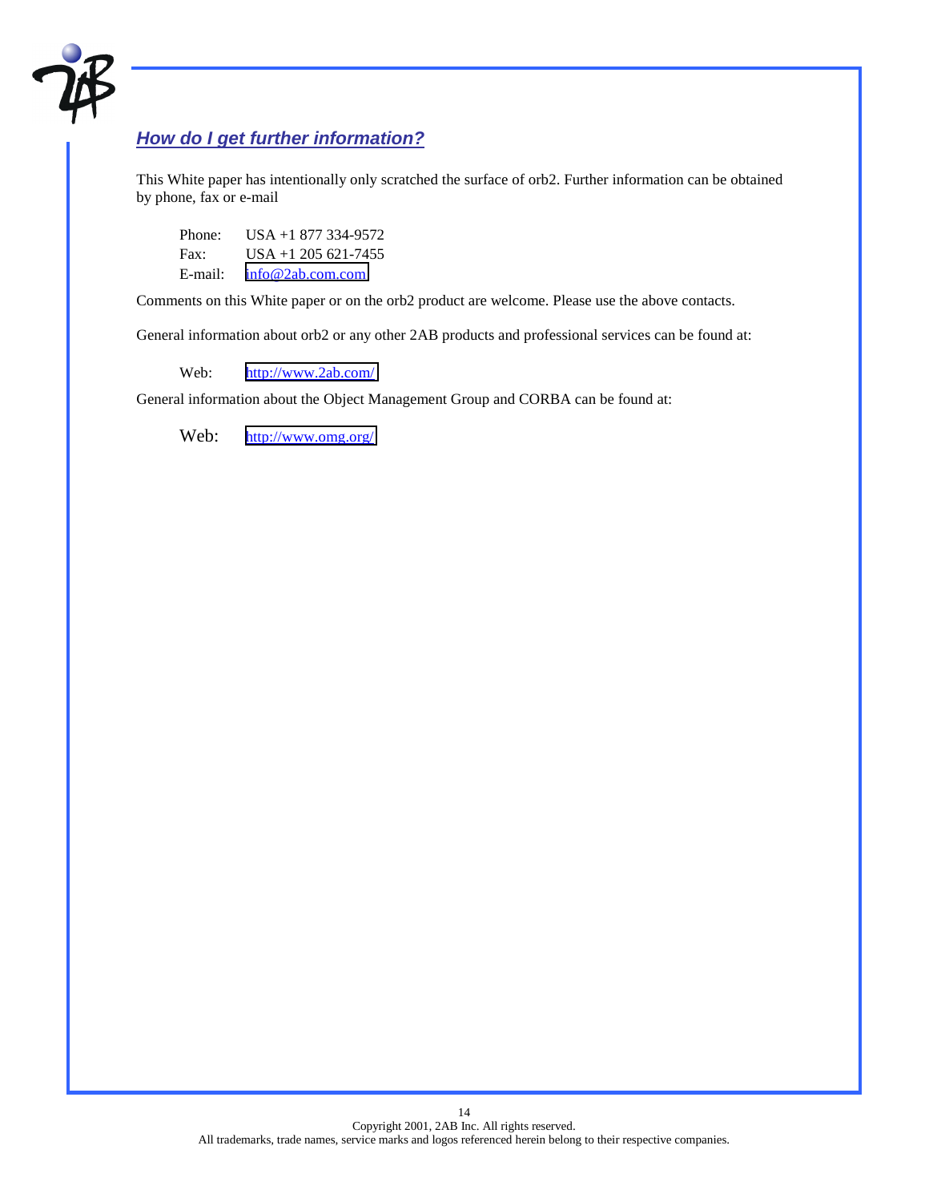## How do I get further information?

This White paper has intentionally only scratched the surface of orb2. Further information can be obtained by phone, fax or e-mail

| | |
|---|---|
| Phone: | USA +1 877 334-9572 |
| Fax: | USA +1 205 621-7455 |
| E-mail: | info@2ab.com.com |

Comments on this White paper or on the orb2 product are welcome. Please use the above contacts.

General information about orb2 or any other 2AB products and professional services can be found at:

Web: http://www.2ab.com/

General information about the Object Management Group and CORBA can be found at:

Web: http://www.omg.org/

Copyright 2001, 2AB Inc. All rights reserved.
All trademarks, trade names, service marks and logos referenced herein belong to their respective companies.